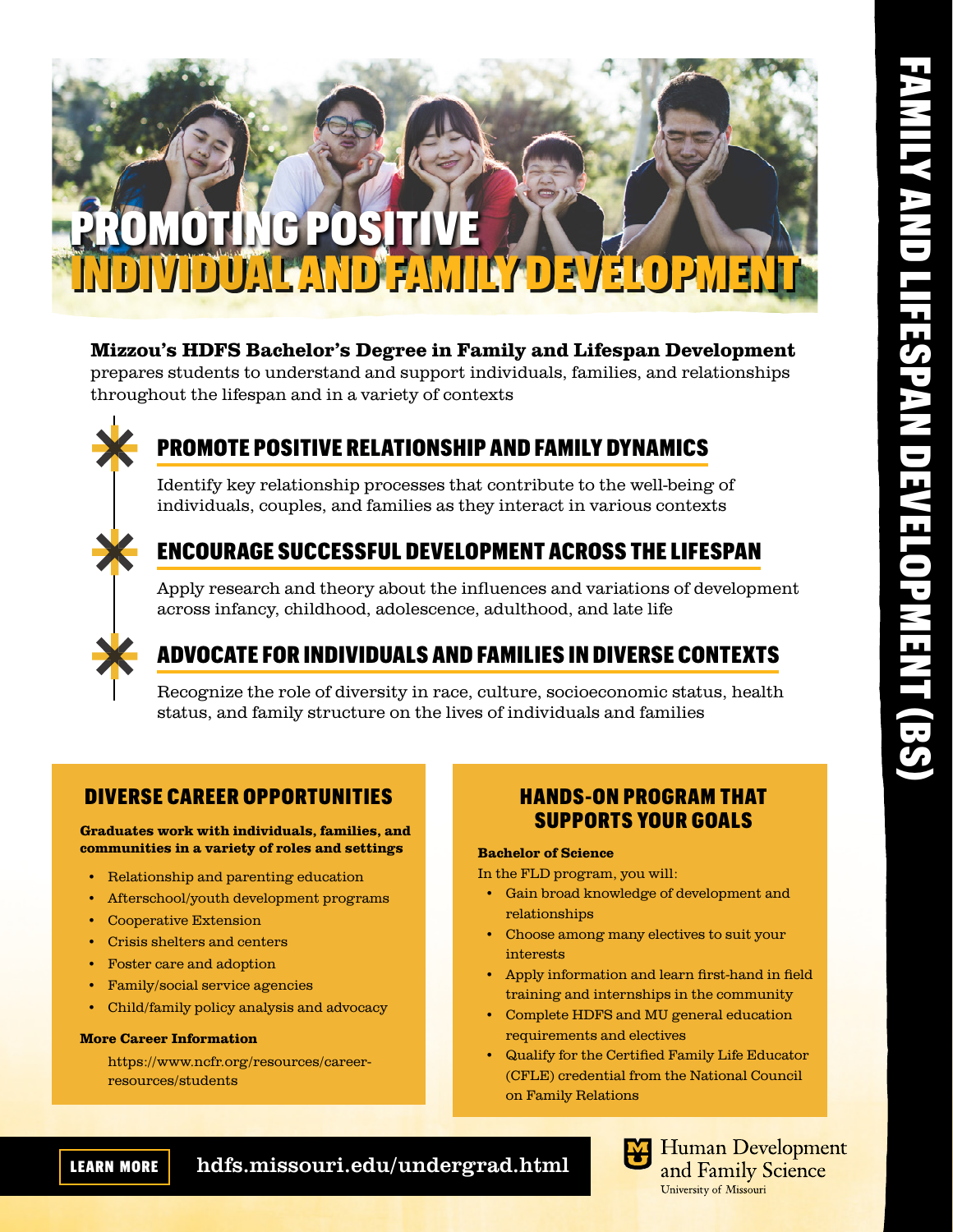# FAMILY AND LIFESPAN DEVELOPMENT (BS)

# PROMOTING POSITIVE INDIVIDUAL AND FAMILY DEVELOPMENT

**Mizzou's HDFS Bachelor's Degree in Family and Lifespan Development** prepares students to understand and support individuals, families, and relationships throughout the lifespan and in a variety of contexts

## PROMOTE POSITIVE RELATIONSHIP AND FAMILY DYNAMICS

Identify key relationship processes that contribute to the well-being of individuals, couples, and families as they interact in various contexts

## ENCOURAGE SUCCESSFUL DEVELOPMENT ACROSS THE LIFESPAN

Apply research and theory about the influences and variations of development across infancy, childhood, adolescence, adulthood, and late life

## ADVOCATE FOR INDIVIDUALS AND FAMILIES IN DIVERSE CONTEXTS

Recognize the role of diversity in race, culture, socioeconomic status, health status, and family structure on the lives of individuals and families

## DIVERSE CAREER OPPORTUNITIES

**Graduates work with individuals, families, and communities in a variety of roles and settings**

- Relationship and parenting education
- Afterschool/youth development programs
- Cooperative Extension
- Crisis shelters and centers
- Foster care and adoption
- Family/social service agencies
- Child/family policy analysis and advocacy

**More Career Information**

https://www.ncfr.org/resources/career-resources/students

## HANDS-ON PROGRAM THAT SUPPORTS YOUR GOALS

**Bachelor of Science**

In the FLD program, you will:

- Gain broad knowledge of development and relationships
- Choose among many electives to suit your interests
- Apply information and learn first-hand in field training and internships in the community
- Complete HDFS and MU general education requirements and electives
- Qualify for the Certified Family Life Educator (CFLE) credential from the National Council on Family Relations

**LEARN MORE** hdfs.missouri.edu/undergrad.html

Human Development and Family Science
University of Missouri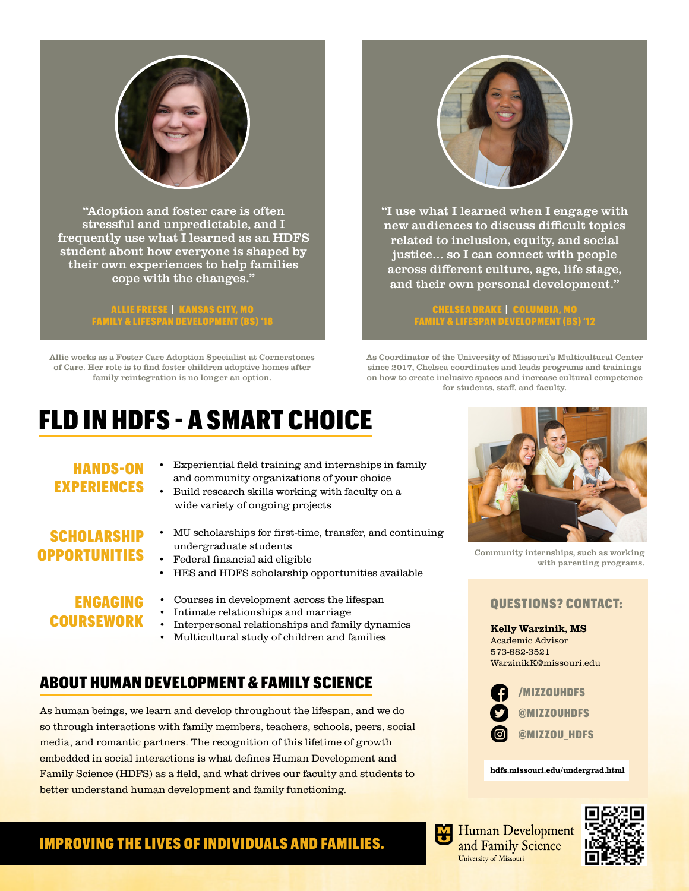"Adoption and foster care is often stressful and unpredictable, and I frequently use what I learned as an HDFS student about how everyone is shaped by their own experiences to help families cope with the changes."

**ALLIE FREESE | KANSAS CITY, MO**
**FAMILY & LIFESPAN DEVELOPMENT (BS) '18**

Allie works as a Foster Care Adoption Specialist at Cornerstones of Care. Her role is to find foster children adoptive homes after family reintegration is no longer an option.

"I use what I learned when I engage with new audiences to discuss difficult topics related to inclusion, equity, and social justice... so I can connect with people across different culture, age, life stage, and their own personal development."

**CHELSEA DRAKE | COLUMBIA, MO**
**FAMILY & LIFESPAN DEVELOPMENT (BS) '12**

As Coordinator of the University of Missouri's Multicultural Center since 2017, Chelsea coordinates and leads programs and trainings on how to create inclusive spaces and increase cultural competence for students, staff, and faculty.

# FLD IN HDFS - A SMART CHOICE

### HANDS-ON EXPERIENCES

- Experiential field training and internships in family and community organizations of your choice
- Build research skills working with faculty on a wide variety of ongoing projects

### SCHOLARSHIP OPPORTUNITIES

- MU scholarships for first-time, transfer, and continuing undergraduate students
- Federal financial aid eligible
- HES and HDFS scholarship opportunities available

### ENGAGING COURSEWORK

- Courses in development across the lifespan
- Intimate relationships and marriage
- Interpersonal relationships and family dynamics
- Multicultural study of children and families

Community internships, such as working with parenting programs.

## ABOUT HUMAN DEVELOPMENT & FAMILY SCIENCE

As human beings, we learn and develop throughout the lifespan, and we do so through interactions with family members, teachers, schools, peers, social media, and romantic partners. The recognition of this lifetime of growth embedded in social interactions is what defines Human Development and Family Science (HDFS) as a field, and what drives our faculty and students to better understand human development and family functioning.

### QUESTIONS? CONTACT:

**Kelly Warzinik, MS**
Academic Advisor
573-882-3521
WarzinikK@missouri.edu

/MIZZOUHDFS
@MIZZOUHDFS
@MIZZOU_HDFS

hdfs.missouri.edu/undergrad.html

**IMPROVING THE LIVES OF INDIVIDUALS AND FAMILIES.**

Human Development and Family Science
University of Missouri